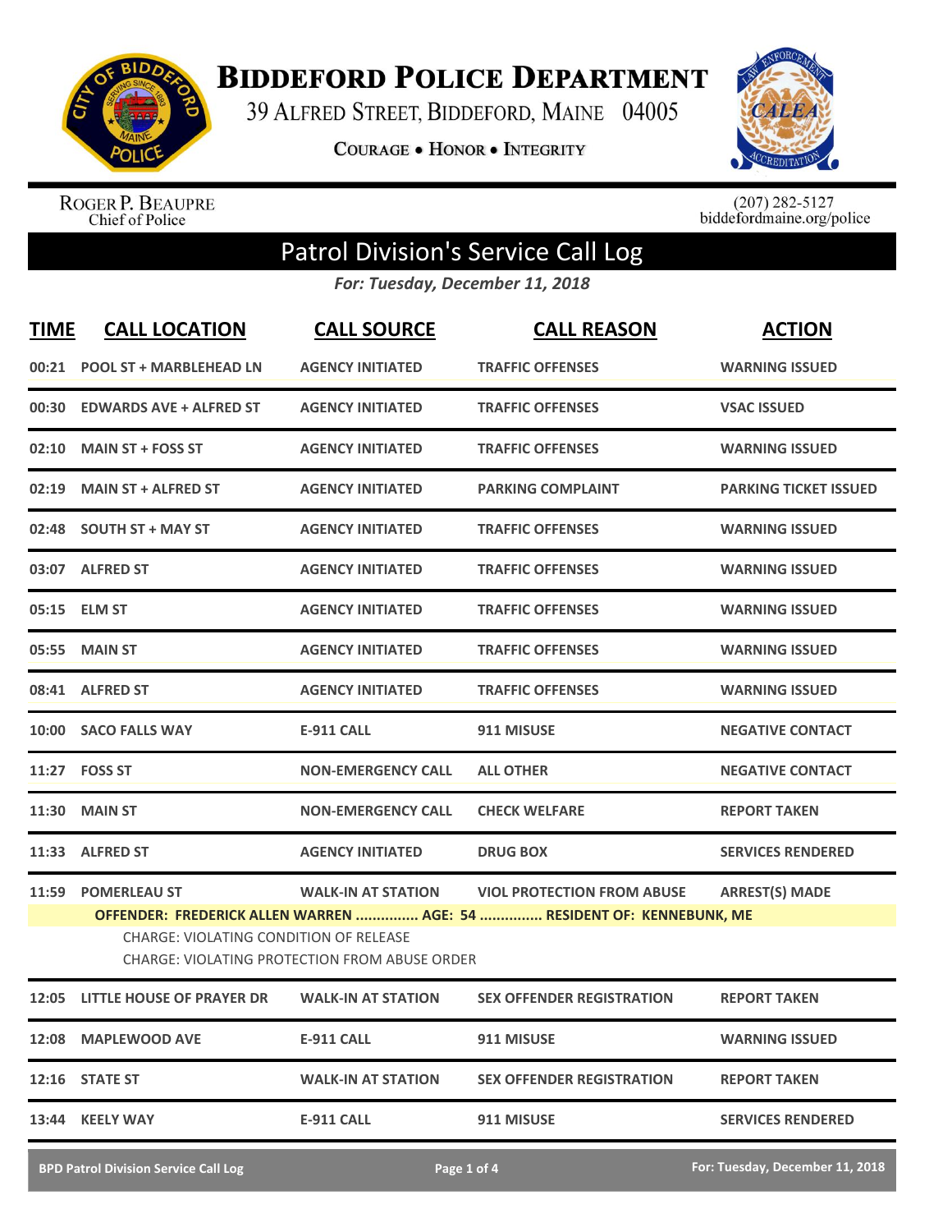# Biddeford Police Department

39 Alfred Street, Biddeford, Maine 04005

**Courage • Honor • Integrity**

Roger P. Beaupre
Chief of Police

(207) 282-5127
biddefordmaine.org/police

## Patrol Division's Service Call Log

***For: Tuesday, December 11, 2018***

| TIME | CALL LOCATION | CALL SOURCE | CALL REASON | ACTION |
|---|---|---|---|---|
| 00:21 | POOL ST + MARBLEHEAD LN | AGENCY INITIATED | TRAFFIC OFFENSES | WARNING ISSUED |
| 00:30 | EDWARDS AVE + ALFRED ST | AGENCY INITIATED | TRAFFIC OFFENSES | VSAC ISSUED |
| 02:10 | MAIN ST + FOSS ST | AGENCY INITIATED | TRAFFIC OFFENSES | WARNING ISSUED |
| 02:19 | MAIN ST + ALFRED ST | AGENCY INITIATED | PARKING COMPLAINT | PARKING TICKET ISSUED |
| 02:48 | SOUTH ST + MAY ST | AGENCY INITIATED | TRAFFIC OFFENSES | WARNING ISSUED |
| 03:07 | ALFRED ST | AGENCY INITIATED | TRAFFIC OFFENSES | WARNING ISSUED |
| 05:15 | ELM ST | AGENCY INITIATED | TRAFFIC OFFENSES | WARNING ISSUED |
| 05:55 | MAIN ST | AGENCY INITIATED | TRAFFIC OFFENSES | WARNING ISSUED |
| 08:41 | ALFRED ST | AGENCY INITIATED | TRAFFIC OFFENSES | WARNING ISSUED |
| 10:00 | SACO FALLS WAY | E-911 CALL | 911 MISUSE | NEGATIVE CONTACT |
| 11:27 | FOSS ST | NON-EMERGENCY CALL | ALL OTHER | NEGATIVE CONTACT |
| 11:30 | MAIN ST | NON-EMERGENCY CALL | CHECK WELFARE | REPORT TAKEN |
| 11:33 | ALFRED ST | AGENCY INITIATED | DRUG BOX | SERVICES RENDERED |
| 11:59 | POMERLEAU ST | WALK-IN AT STATION | VIOL PROTECTION FROM ABUSE | ARREST(S) MADE |
| | **OFFENDER: FREDERICK ALLEN WARREN ............... AGE: 54 ............... RESIDENT OF: KENNEBUNK, ME** | | | |
| | CHARGE: VIOLATING CONDITION OF RELEASE | | | |
| | CHARGE: VIOLATING PROTECTION FROM ABUSE ORDER | | | |
| 12:05 | LITTLE HOUSE OF PRAYER DR | WALK-IN AT STATION | SEX OFFENDER REGISTRATION | REPORT TAKEN |
| 12:08 | MAPLEWOOD AVE | E-911 CALL | 911 MISUSE | WARNING ISSUED |
| 12:16 | STATE ST | WALK-IN AT STATION | SEX OFFENDER REGISTRATION | REPORT TAKEN |
| 13:44 | KEELY WAY | E-911 CALL | 911 MISUSE | SERVICES RENDERED |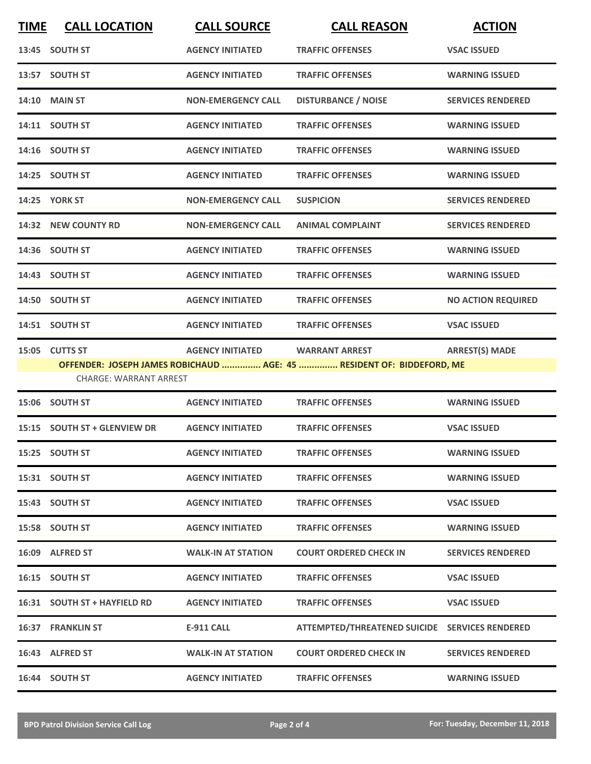| TIME | CALL LOCATION | CALL SOURCE | CALL REASON | ACTION |
|---|---|---|---|---|
| 13:45 | SOUTH ST | AGENCY INITIATED | TRAFFIC OFFENSES | VSAC ISSUED |
| 13:57 | SOUTH ST | AGENCY INITIATED | TRAFFIC OFFENSES | WARNING ISSUED |
| 14:10 | MAIN ST | NON-EMERGENCY CALL | DISTURBANCE / NOISE | SERVICES RENDERED |
| 14:11 | SOUTH ST | AGENCY INITIATED | TRAFFIC OFFENSES | WARNING ISSUED |
| 14:16 | SOUTH ST | AGENCY INITIATED | TRAFFIC OFFENSES | WARNING ISSUED |
| 14:25 | SOUTH ST | AGENCY INITIATED | TRAFFIC OFFENSES | WARNING ISSUED |
| 14:25 | YORK ST | NON-EMERGENCY CALL | SUSPICION | SERVICES RENDERED |
| 14:32 | NEW COUNTY RD | NON-EMERGENCY CALL | ANIMAL COMPLAINT | SERVICES RENDERED |
| 14:36 | SOUTH ST | AGENCY INITIATED | TRAFFIC OFFENSES | WARNING ISSUED |
| 14:43 | SOUTH ST | AGENCY INITIATED | TRAFFIC OFFENSES | WARNING ISSUED |
| 14:50 | SOUTH ST | AGENCY INITIATED | TRAFFIC OFFENSES | NO ACTION REQUIRED |
| 14:51 | SOUTH ST | AGENCY INITIATED | TRAFFIC OFFENSES | VSAC ISSUED |
| 15:05 | CUTTS ST | AGENCY INITIATED | WARRANT ARREST | ARREST(S) MADE |
| | **OFFENDER: JOSEPH JAMES ROBICHAUD ............... AGE: 45 ............... RESIDENT OF: BIDDEFORD, ME** | | | |
| | CHARGE: WARRANT ARREST | | | |
| 15:06 | SOUTH ST | AGENCY INITIATED | TRAFFIC OFFENSES | WARNING ISSUED |
| 15:15 | SOUTH ST + GLENVIEW DR | AGENCY INITIATED | TRAFFIC OFFENSES | VSAC ISSUED |
| 15:25 | SOUTH ST | AGENCY INITIATED | TRAFFIC OFFENSES | WARNING ISSUED |
| 15:31 | SOUTH ST | AGENCY INITIATED | TRAFFIC OFFENSES | WARNING ISSUED |
| 15:43 | SOUTH ST | AGENCY INITIATED | TRAFFIC OFFENSES | VSAC ISSUED |
| 15:58 | SOUTH ST | AGENCY INITIATED | TRAFFIC OFFENSES | WARNING ISSUED |
| 16:09 | ALFRED ST | WALK-IN AT STATION | COURT ORDERED CHECK IN | SERVICES RENDERED |
| 16:15 | SOUTH ST | AGENCY INITIATED | TRAFFIC OFFENSES | VSAC ISSUED |
| 16:31 | SOUTH ST + HAYFIELD RD | AGENCY INITIATED | TRAFFIC OFFENSES | VSAC ISSUED |
| 16:37 | FRANKLIN ST | E-911 CALL | ATTEMPTED/THREATENED SUICIDE | SERVICES RENDERED |
| 16:43 | ALFRED ST | WALK-IN AT STATION | COURT ORDERED CHECK IN | SERVICES RENDERED |
| 16:44 | SOUTH ST | AGENCY INITIATED | TRAFFIC OFFENSES | WARNING ISSUED |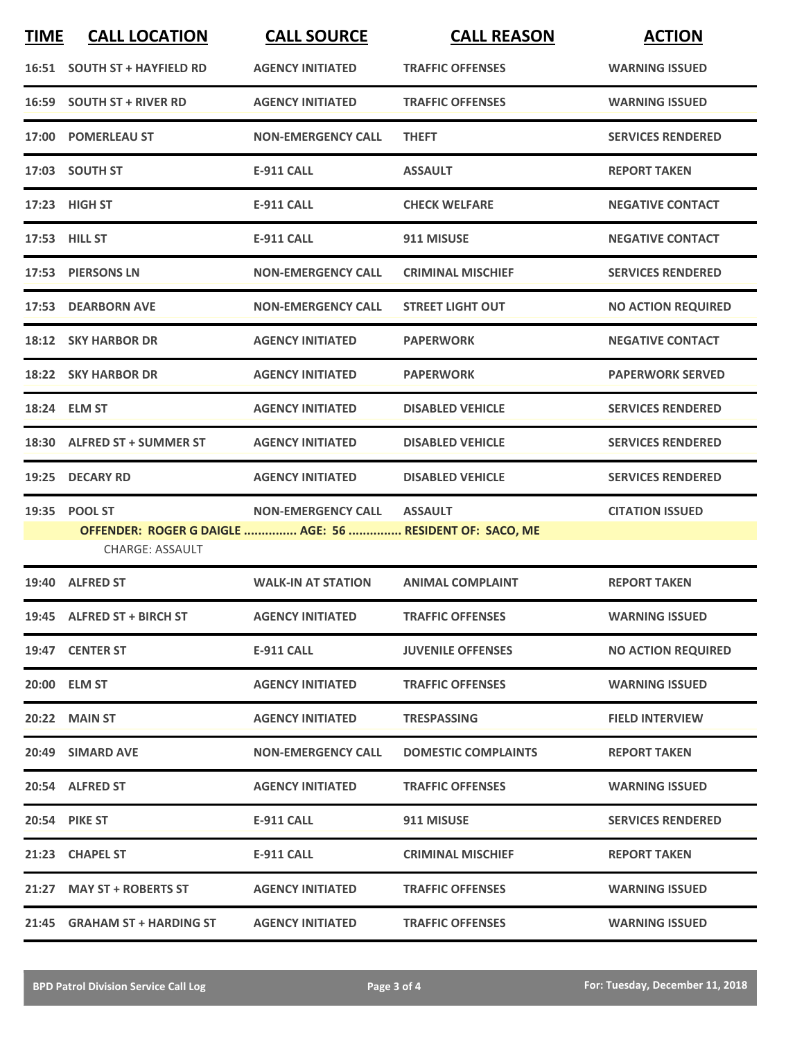| TIME | CALL LOCATION | CALL SOURCE | CALL REASON | ACTION |
|---|---|---|---|---|
| 16:51 | SOUTH ST + HAYFIELD RD | AGENCY INITIATED | TRAFFIC OFFENSES | WARNING ISSUED |
| 16:59 | SOUTH ST + RIVER RD | AGENCY INITIATED | TRAFFIC OFFENSES | WARNING ISSUED |
| 17:00 | POMERLEAU ST | NON-EMERGENCY CALL | THEFT | SERVICES RENDERED |
| 17:03 | SOUTH ST | E-911 CALL | ASSAULT | REPORT TAKEN |
| 17:23 | HIGH ST | E-911 CALL | CHECK WELFARE | NEGATIVE CONTACT |
| 17:53 | HILL ST | E-911 CALL | 911 MISUSE | NEGATIVE CONTACT |
| 17:53 | PIERSONS LN | NON-EMERGENCY CALL | CRIMINAL MISCHIEF | SERVICES RENDERED |
| 17:53 | DEARBORN AVE | NON-EMERGENCY CALL | STREET LIGHT OUT | NO ACTION REQUIRED |
| 18:12 | SKY HARBOR DR | AGENCY INITIATED | PAPERWORK | NEGATIVE CONTACT |
| 18:22 | SKY HARBOR DR | AGENCY INITIATED | PAPERWORK | PAPERWORK SERVED |
| 18:24 | ELM ST | AGENCY INITIATED | DISABLED VEHICLE | SERVICES RENDERED |
| 18:30 | ALFRED ST + SUMMER ST | AGENCY INITIATED | DISABLED VEHICLE | SERVICES RENDERED |
| 19:25 | DECARY RD | AGENCY INITIATED | DISABLED VEHICLE | SERVICES RENDERED |
| 19:35 | POOL ST | NON-EMERGENCY CALL | ASSAULT | CITATION ISSUED |
| | OFFENDER: ROGER G DAIGLE ............... AGE: 56 ............... RESIDENT OF: SACO, ME<br>CHARGE: ASSAULT | | | |
| 19:40 | ALFRED ST | WALK-IN AT STATION | ANIMAL COMPLAINT | REPORT TAKEN |
| 19:45 | ALFRED ST + BIRCH ST | AGENCY INITIATED | TRAFFIC OFFENSES | WARNING ISSUED |
| 19:47 | CENTER ST | E-911 CALL | JUVENILE OFFENSES | NO ACTION REQUIRED |
| 20:00 | ELM ST | AGENCY INITIATED | TRAFFIC OFFENSES | WARNING ISSUED |
| 20:22 | MAIN ST | AGENCY INITIATED | TRESPASSING | FIELD INTERVIEW |
| 20:49 | SIMARD AVE | NON-EMERGENCY CALL | DOMESTIC COMPLAINTS | REPORT TAKEN |
| 20:54 | ALFRED ST | AGENCY INITIATED | TRAFFIC OFFENSES | WARNING ISSUED |
| 20:54 | PIKE ST | E-911 CALL | 911 MISUSE | SERVICES RENDERED |
| 21:23 | CHAPEL ST | E-911 CALL | CRIMINAL MISCHIEF | REPORT TAKEN |
| 21:27 | MAY ST + ROBERTS ST | AGENCY INITIATED | TRAFFIC OFFENSES | WARNING ISSUED |
| 21:45 | GRAHAM ST + HARDING ST | AGENCY INITIATED | TRAFFIC OFFENSES | WARNING ISSUED |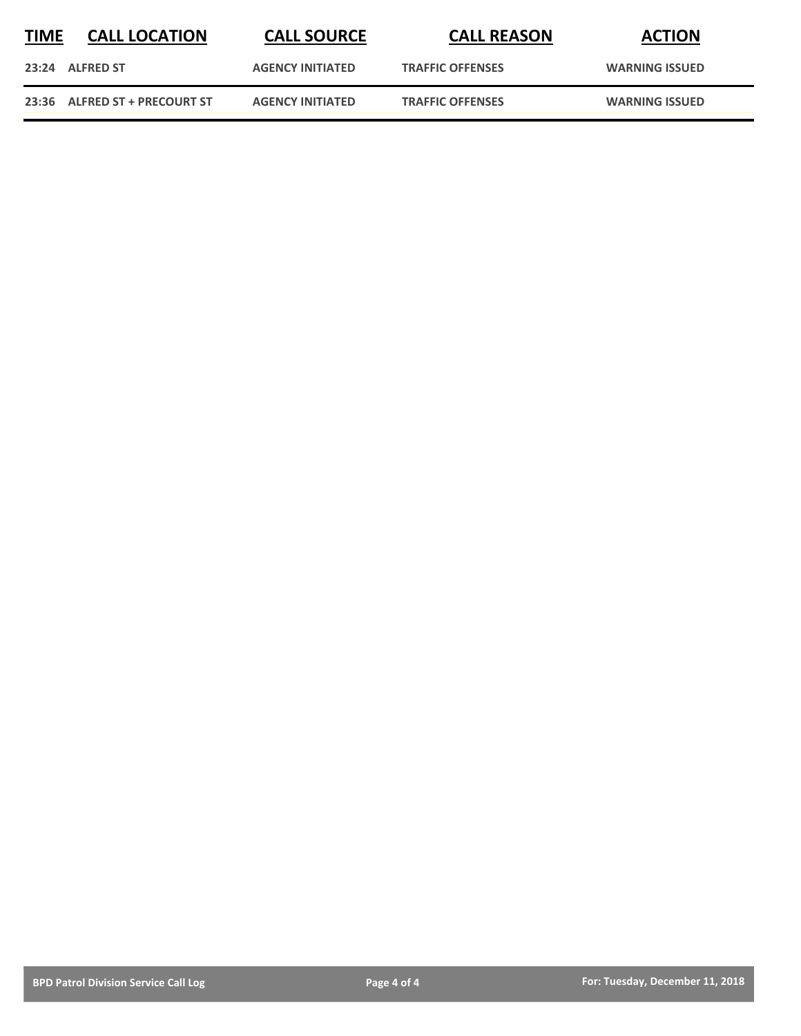| TIME | CALL LOCATION | CALL SOURCE | CALL REASON | ACTION |
|---|---|---|---|---|
| 23:24 | ALFRED ST | AGENCY INITIATED | TRAFFIC OFFENSES | WARNING ISSUED |
| 23:36 | ALFRED ST + PRECOURT ST | AGENCY INITIATED | TRAFFIC OFFENSES | WARNING ISSUED |